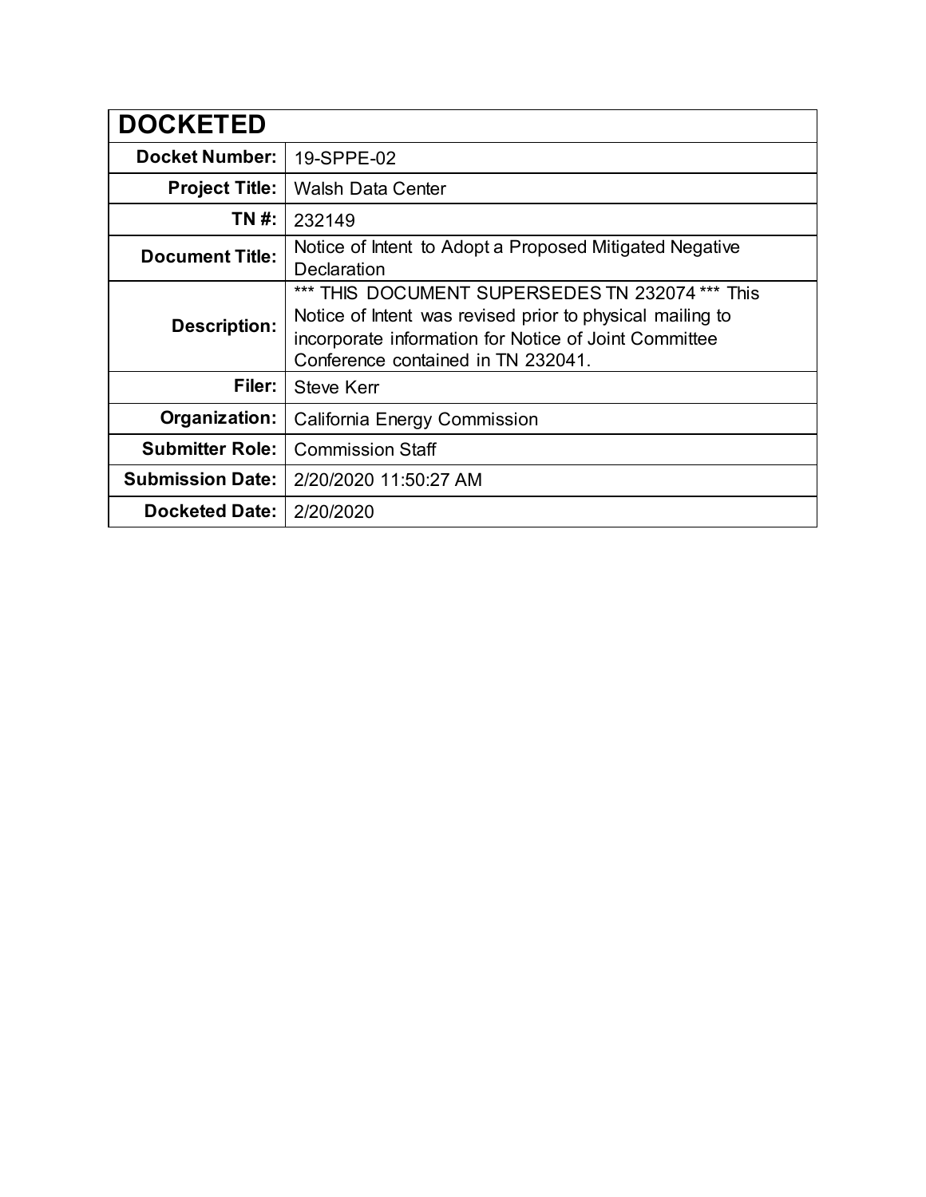# DOCKETED

| | |
|---|---|
| **Docket Number:** | 19-SPPE-02 |
| **Project Title:** | Walsh Data Center |
| **TN #:** | 232149 |
| **Document Title:** | Notice of Intent to Adopt a Proposed Mitigated Negative Declaration |
| **Description:** | *** THIS DOCUMENT SUPERSEDES TN 232074 *** This Notice of Intent was revised prior to physical mailing to incorporate information for Notice of Joint Committee Conference contained in TN 232041. |
| **Filer:** | Steve Kerr |
| **Organization:** | California Energy Commission |
| **Submitter Role:** | Commission Staff |
| **Submission Date:** | 2/20/2020 11:50:27 AM |
| **Docketed Date:** | 2/20/2020 |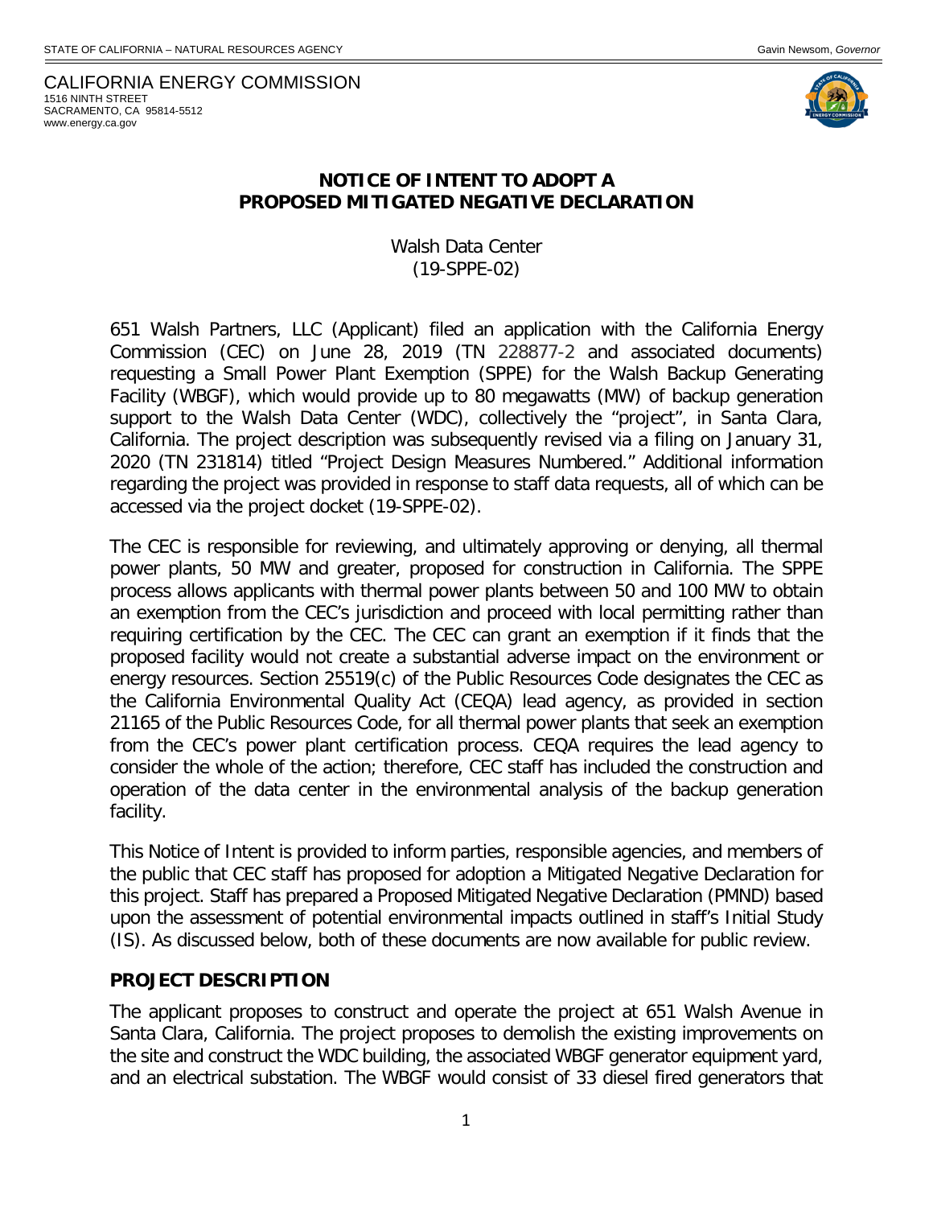STATE OF CALIFORNIA – NATURAL RESOURCES AGENCY

Gavin Newsom, *Governor*

CALIFORNIA ENERGY COMMISSION
1516 NINTH STREET
SACRAMENTO, CA 95814-5512
www.energy.ca.gov

## NOTICE OF INTENT TO ADOPT A PROPOSED MITIGATED NEGATIVE DECLARATION

Walsh Data Center
(19-SPPE-02)

651 Walsh Partners, LLC (Applicant) filed an application with the California Energy Commission (CEC) on June 28, 2019 (TN 228877-2 and associated documents) requesting a Small Power Plant Exemption (SPPE) for the Walsh Backup Generating Facility (WBGF), which would provide up to 80 megawatts (MW) of backup generation support to the Walsh Data Center (WDC), collectively the "project", in Santa Clara, California. The project description was subsequently revised via a filing on January 31, 2020 (TN 231814) titled "Project Design Measures Numbered." Additional information regarding the project was provided in response to staff data requests, all of which can be accessed via the project docket (19-SPPE-02).

The CEC is responsible for reviewing, and ultimately approving or denying, all thermal power plants, 50 MW and greater, proposed for construction in California. The SPPE process allows applicants with thermal power plants between 50 and 100 MW to obtain an exemption from the CEC's jurisdiction and proceed with local permitting rather than requiring certification by the CEC. The CEC can grant an exemption if it finds that the proposed facility would not create a substantial adverse impact on the environment or energy resources. Section 25519(c) of the Public Resources Code designates the CEC as the California Environmental Quality Act (CEQA) lead agency, as provided in section 21165 of the Public Resources Code, for all thermal power plants that seek an exemption from the CEC's power plant certification process. CEQA requires the lead agency to consider the whole of the action; therefore, CEC staff has included the construction and operation of the data center in the environmental analysis of the backup generation facility.

This Notice of Intent is provided to inform parties, responsible agencies, and members of the public that CEC staff has proposed for adoption a Mitigated Negative Declaration for this project. Staff has prepared a Proposed Mitigated Negative Declaration (PMND) based upon the assessment of potential environmental impacts outlined in staff's Initial Study (IS). As discussed below, both of these documents are now available for public review.

### PROJECT DESCRIPTION

The applicant proposes to construct and operate the project at 651 Walsh Avenue in Santa Clara, California. The project proposes to demolish the existing improvements on the site and construct the WDC building, the associated WBGF generator equipment yard, and an electrical substation. The WBGF would consist of 33 diesel fired generators that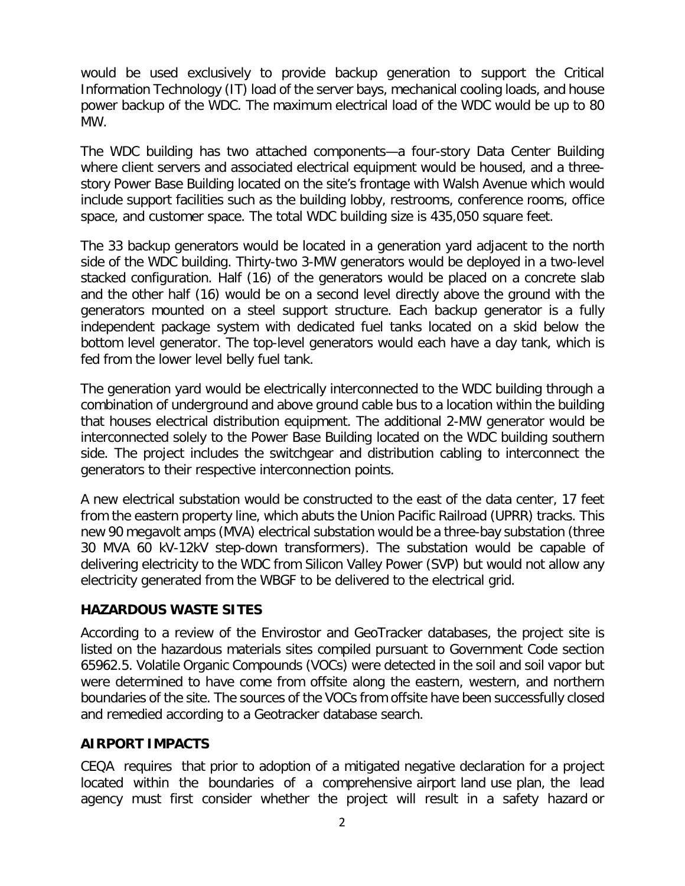would be used exclusively to provide backup generation to support the Critical Information Technology (IT) load of the server bays, mechanical cooling loads, and house power backup of the WDC. The maximum electrical load of the WDC would be up to 80 MW.

The WDC building has two attached components—a four-story Data Center Building where client servers and associated electrical equipment would be housed, and a three-story Power Base Building located on the site's frontage with Walsh Avenue which would include support facilities such as the building lobby, restrooms, conference rooms, office space, and customer space. The total WDC building size is 435,050 square feet.

The 33 backup generators would be located in a generation yard adjacent to the north side of the WDC building. Thirty-two 3-MW generators would be deployed in a two-level stacked configuration. Half (16) of the generators would be placed on a concrete slab and the other half (16) would be on a second level directly above the ground with the generators mounted on a steel support structure. Each backup generator is a fully independent package system with dedicated fuel tanks located on a skid below the bottom level generator. The top-level generators would each have a day tank, which is fed from the lower level belly fuel tank.

The generation yard would be electrically interconnected to the WDC building through a combination of underground and above ground cable bus to a location within the building that houses electrical distribution equipment. The additional 2-MW generator would be interconnected solely to the Power Base Building located on the WDC building southern side. The project includes the switchgear and distribution cabling to interconnect the generators to their respective interconnection points.

A new electrical substation would be constructed to the east of the data center, 17 feet from the eastern property line, which abuts the Union Pacific Railroad (UPRR) tracks. This new 90 megavolt amps (MVA) electrical substation would be a three-bay substation (three 30 MVA 60 kV-12kV step-down transformers). The substation would be capable of delivering electricity to the WDC from Silicon Valley Power (SVP) but would not allow any electricity generated from the WBGF to be delivered to the electrical grid.

## HAZARDOUS WASTE SITES

According to a review of the Envirostor and GeoTracker databases, the project site is listed on the hazardous materials sites compiled pursuant to Government Code section 65962.5. Volatile Organic Compounds (VOCs) were detected in the soil and soil vapor but were determined to have come from offsite along the eastern, western, and northern boundaries of the site. The sources of the VOCs from offsite have been successfully closed and remedied according to a Geotracker database search.

## AIRPORT IMPACTS

CEQA requires that prior to adoption of a mitigated negative declaration for a project located within the boundaries of a comprehensive airport land use plan, the lead agency must first consider whether the project will result in a safety hazard or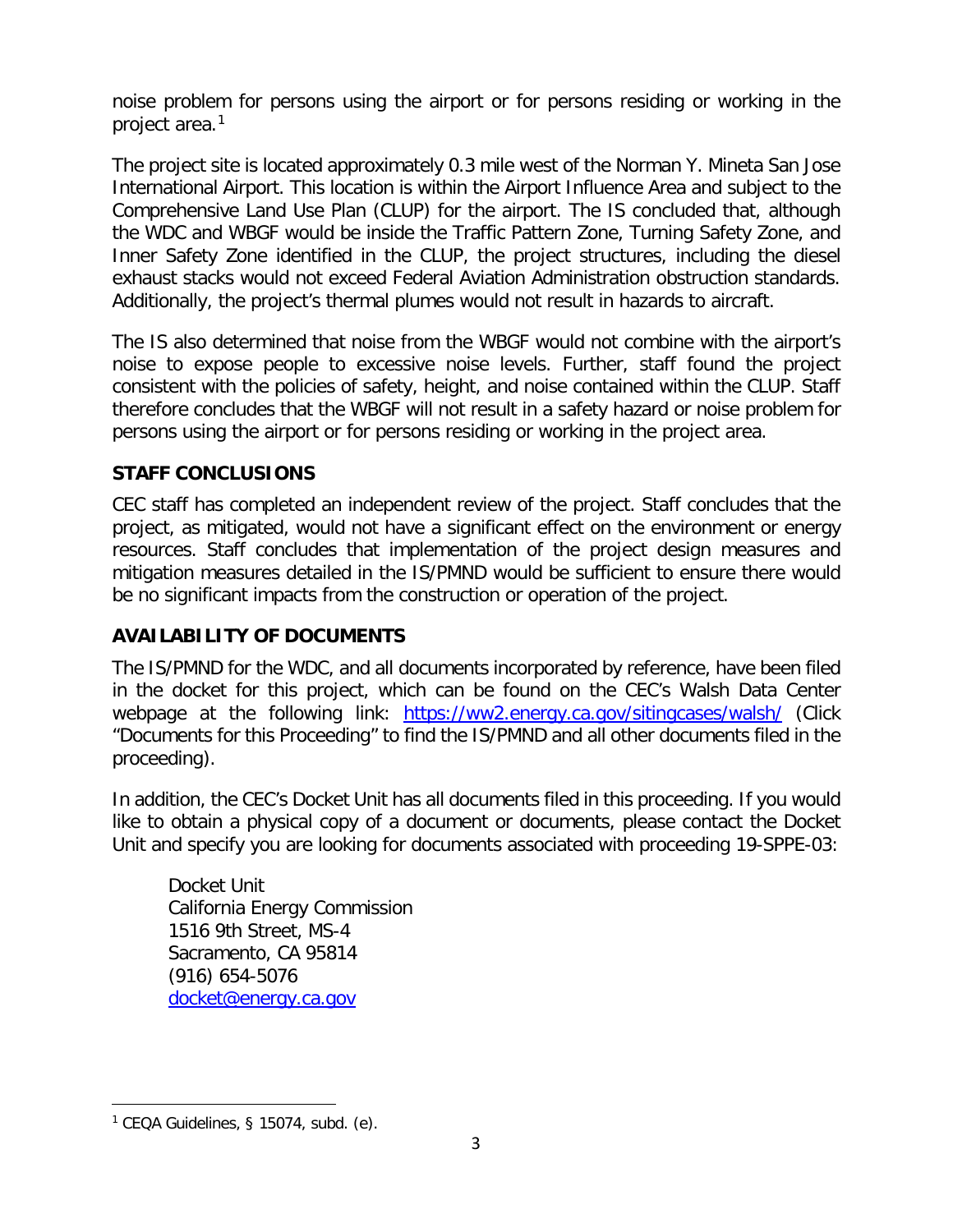noise problem for persons using the airport or for persons residing or working in the project area.[1]

The project site is located approximately 0.3 mile west of the Norman Y. Mineta San Jose International Airport. This location is within the Airport Influence Area and subject to the Comprehensive Land Use Plan (CLUP) for the airport. The IS concluded that, although the WDC and WBGF would be inside the Traffic Pattern Zone, Turning Safety Zone, and Inner Safety Zone identified in the CLUP, the project structures, including the diesel exhaust stacks would not exceed Federal Aviation Administration obstruction standards. Additionally, the project's thermal plumes would not result in hazards to aircraft.

The IS also determined that noise from the WBGF would not combine with the airport's noise to expose people to excessive noise levels. Further, staff found the project consistent with the policies of safety, height, and noise contained within the CLUP. Staff therefore concludes that the WBGF will not result in a safety hazard or noise problem for persons using the airport or for persons residing or working in the project area.

## STAFF CONCLUSIONS

CEC staff has completed an independent review of the project. Staff concludes that the project, as mitigated, would not have a significant effect on the environment or energy resources. Staff concludes that implementation of the project design measures and mitigation measures detailed in the IS/PMND would be sufficient to ensure there would be no significant impacts from the construction or operation of the project.

## AVAILABILITY OF DOCUMENTS

The IS/PMND for the WDC, and all documents incorporated by reference, have been filed in the docket for this project, which can be found on the CEC's Walsh Data Center webpage at the following link: https://ww2.energy.ca.gov/sitingcases/walsh/ (Click "Documents for this Proceeding" to find the IS/PMND and all other documents filed in the proceeding).

In addition, the CEC's Docket Unit has all documents filed in this proceeding. If you would like to obtain a physical copy of a document or documents, please contact the Docket Unit and specify you are looking for documents associated with proceeding 19-SPPE-03:

> Docket Unit
> California Energy Commission
> 1516 9th Street, MS-4
> Sacramento, CA 95814
> (916) 654-5076
> docket@energy.ca.gov

---

[1] CEQA Guidelines, § 15074, subd. (e).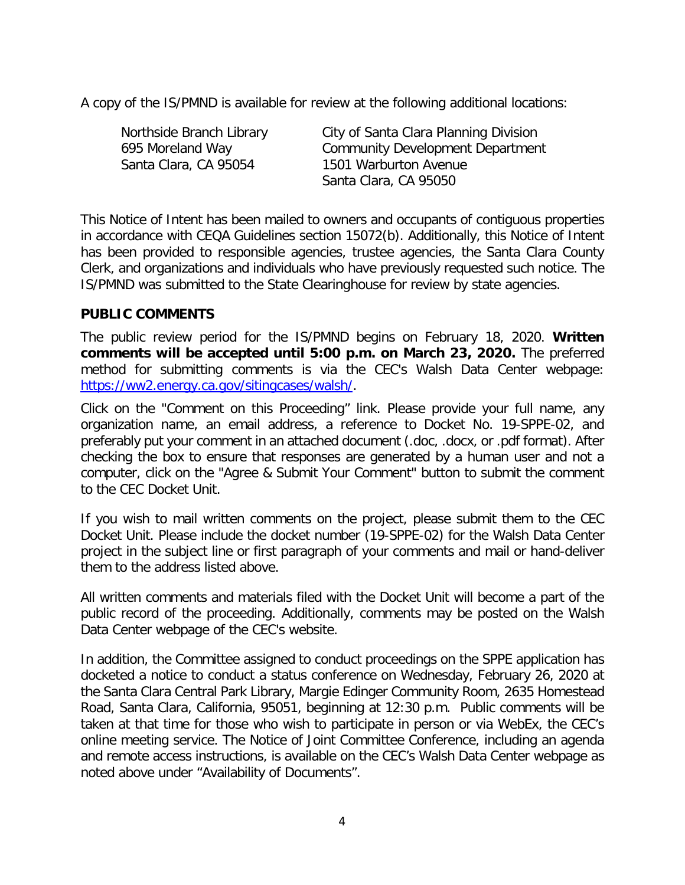A copy of the IS/PMND is available for review at the following additional locations:

Northside Branch Library
695 Moreland Way
Santa Clara, CA 95054

City of Santa Clara Planning Division
Community Development Department
1501 Warburton Avenue
Santa Clara, CA 95050

This Notice of Intent has been mailed to owners and occupants of contiguous properties in accordance with CEQA Guidelines section 15072(b). Additionally, this Notice of Intent has been provided to responsible agencies, trustee agencies, the Santa Clara County Clerk, and organizations and individuals who have previously requested such notice. The IS/PMND was submitted to the State Clearinghouse for review by state agencies.

**PUBLIC COMMENTS**

The public review period for the IS/PMND begins on February 18, 2020. **Written comments will be accepted until 5:00 p.m. on March 23, 2020.** The preferred method for submitting comments is via the CEC's Walsh Data Center webpage: https://ww2.energy.ca.gov/sitingcases/walsh/.

Click on the "Comment on this Proceeding" link. Please provide your full name, any organization name, an email address, a reference to Docket No. 19-SPPE-02, and preferably put your comment in an attached document (.doc, .docx, or .pdf format). After checking the box to ensure that responses are generated by a human user and not a computer, click on the "Agree & Submit Your Comment" button to submit the comment to the CEC Docket Unit.

If you wish to mail written comments on the project, please submit them to the CEC Docket Unit. Please include the docket number (19-SPPE-02) for the Walsh Data Center project in the subject line or first paragraph of your comments and mail or hand-deliver them to the address listed above.

All written comments and materials filed with the Docket Unit will become a part of the public record of the proceeding. Additionally, comments may be posted on the Walsh Data Center webpage of the CEC's website.

In addition, the Committee assigned to conduct proceedings on the SPPE application has docketed a notice to conduct a status conference on Wednesday, February 26, 2020 at the Santa Clara Central Park Library, Margie Edinger Community Room, 2635 Homestead Road, Santa Clara, California, 95051, beginning at 12:30 p.m. Public comments will be taken at that time for those who wish to participate in person or via WebEx, the CEC's online meeting service. The Notice of Joint Committee Conference, including an agenda and remote access instructions, is available on the CEC's Walsh Data Center webpage as noted above under "Availability of Documents".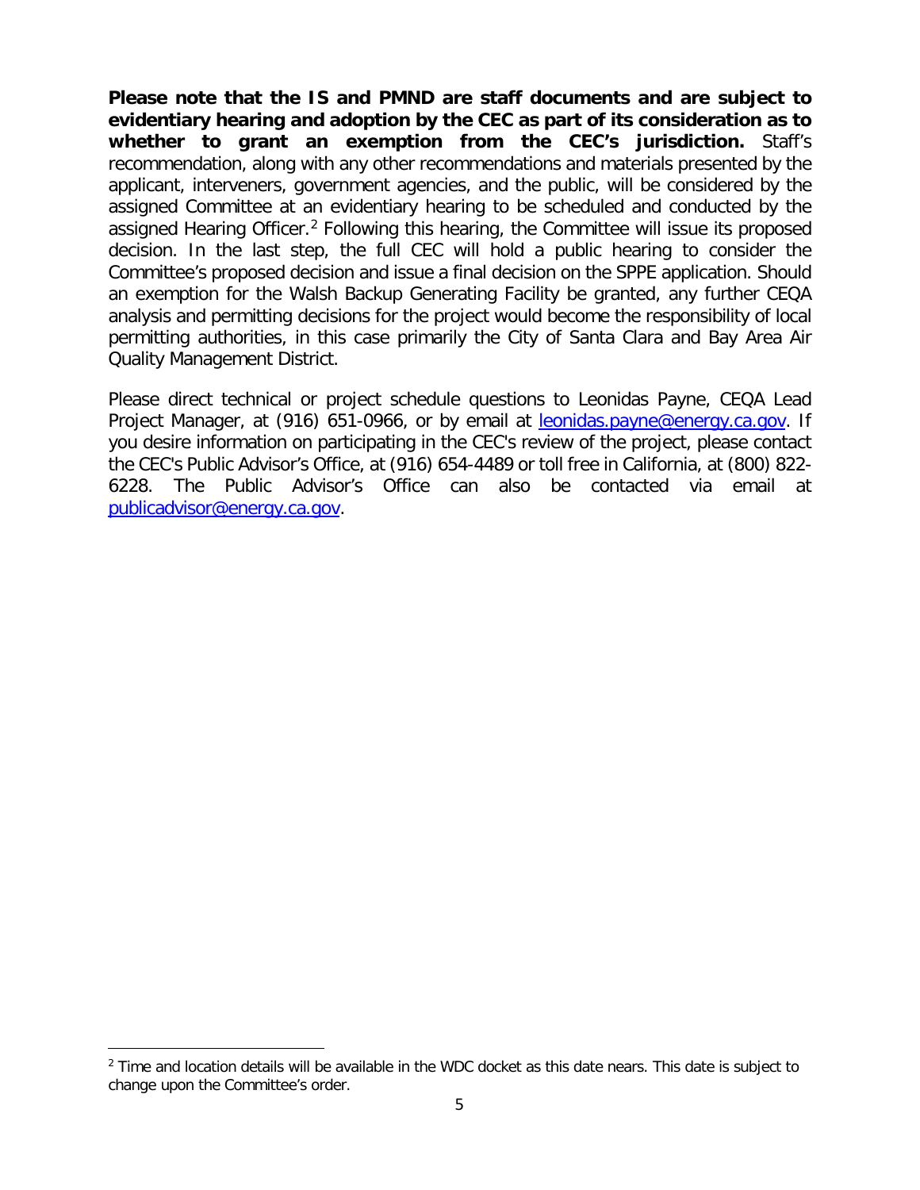**Please note that the IS and PMND are staff documents and are subject to evidentiary hearing and adoption by the CEC as part of its consideration as to whether to grant an exemption from the CEC's jurisdiction.** Staff's recommendation, along with any other recommendations and materials presented by the applicant, interveners, government agencies, and the public, will be considered by the assigned Committee at an evidentiary hearing to be scheduled and conducted by the assigned Hearing Officer.[2] Following this hearing, the Committee will issue its proposed decision. In the last step, the full CEC will hold a public hearing to consider the Committee's proposed decision and issue a final decision on the SPPE application. Should an exemption for the Walsh Backup Generating Facility be granted, any further CEQA analysis and permitting decisions for the project would become the responsibility of local permitting authorities, in this case primarily the City of Santa Clara and Bay Area Air Quality Management District.

Please direct technical or project schedule questions to Leonidas Payne, CEQA Lead Project Manager, at (916) 651-0966, or by email at leonidas.payne@energy.ca.gov. If you desire information on participating in the CEC's review of the project, please contact the CEC's Public Advisor's Office, at (916) 654-4489 or toll free in California, at (800) 822-6228. The Public Advisor's Office can also be contacted via email at publicadvisor@energy.ca.gov.

[2] Time and location details will be available in the WDC docket as this date nears. This date is subject to change upon the Committee's order.